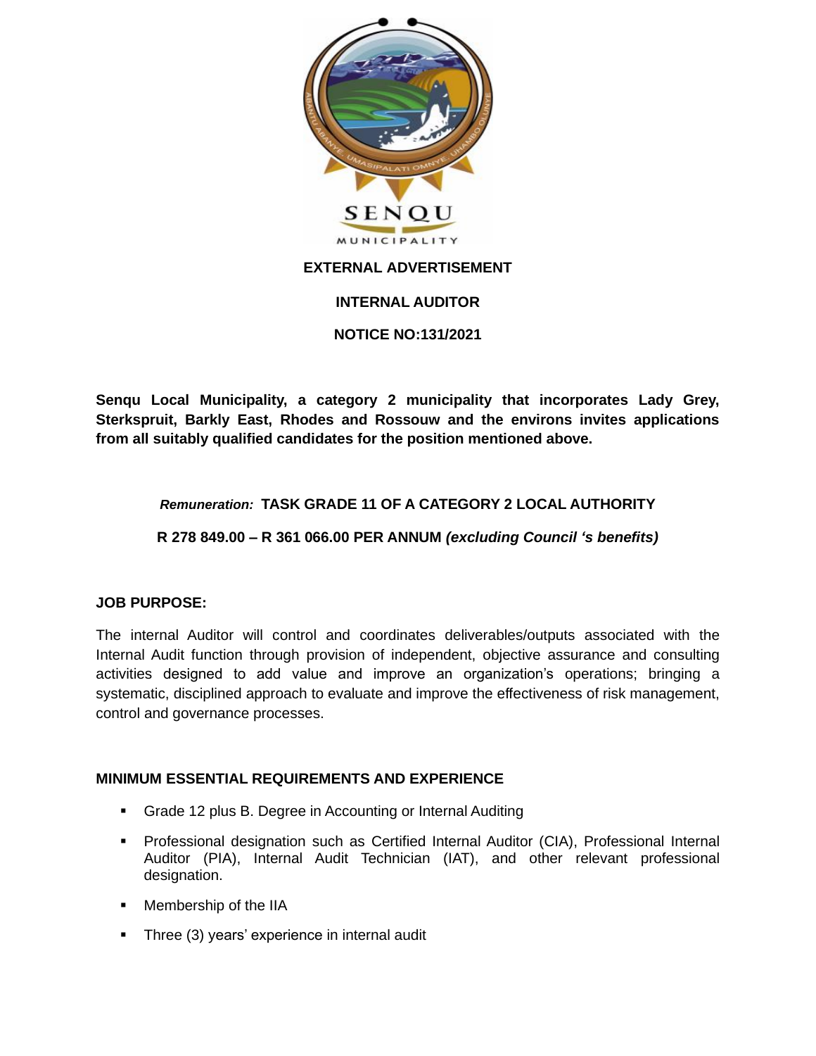**EXTERNAL ADVERTISEMENT**

**INTERNAL AUDITOR**

**NOTICE NO:131/2021**

**Senqu Local Municipality, a category 2 municipality that incorporates Lady Grey, Sterkspruit, Barkly East, Rhodes and Rossouw and the environs invites applications from all suitably qualified candidates for the position mentioned above.**

***Remuneration:*** **TASK GRADE 11 OF A CATEGORY 2 LOCAL AUTHORITY**

**R 278 849.00 – R 361 066.00 PER ANNUM *(excluding Council 's benefits)***

**JOB PURPOSE:**

The internal Auditor will control and coordinates deliverables/outputs associated with the Internal Audit function through provision of independent, objective assurance and consulting activities designed to add value and improve an organization's operations; bringing a systematic, disciplined approach to evaluate and improve the effectiveness of risk management, control and governance processes.

**MINIMUM ESSENTIAL REQUIREMENTS AND EXPERIENCE**

- Grade 12 plus B. Degree in Accounting or Internal Auditing
- Professional designation such as Certified Internal Auditor (CIA), Professional Internal Auditor (PIA), Internal Audit Technician (IAT), and other relevant professional designation.
- Membership of the IIA
- Three (3) years' experience in internal audit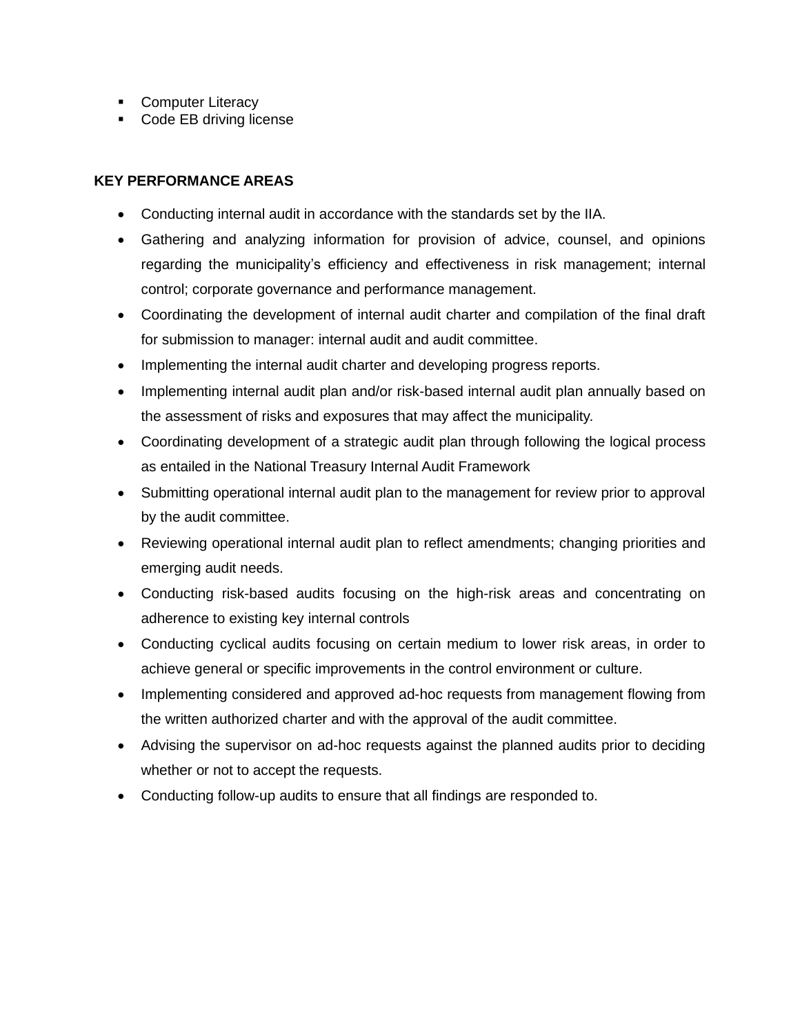- Computer Literacy
- Code EB driving license

**KEY PERFORMANCE AREAS**

- Conducting internal audit in accordance with the standards set by the IIA.
- Gathering and analyzing information for provision of advice, counsel, and opinions regarding the municipality's efficiency and effectiveness in risk management; internal control; corporate governance and performance management.
- Coordinating the development of internal audit charter and compilation of the final draft for submission to manager: internal audit and audit committee.
- Implementing the internal audit charter and developing progress reports.
- Implementing internal audit plan and/or risk-based internal audit plan annually based on the assessment of risks and exposures that may affect the municipality.
- Coordinating development of a strategic audit plan through following the logical process as entailed in the National Treasury Internal Audit Framework
- Submitting operational internal audit plan to the management for review prior to approval by the audit committee.
- Reviewing operational internal audit plan to reflect amendments; changing priorities and emerging audit needs.
- Conducting risk-based audits focusing on the high-risk areas and concentrating on adherence to existing key internal controls
- Conducting cyclical audits focusing on certain medium to lower risk areas, in order to achieve general or specific improvements in the control environment or culture.
- Implementing considered and approved ad-hoc requests from management flowing from the written authorized charter and with the approval of the audit committee.
- Advising the supervisor on ad-hoc requests against the planned audits prior to deciding whether or not to accept the requests.
- Conducting follow-up audits to ensure that all findings are responded to.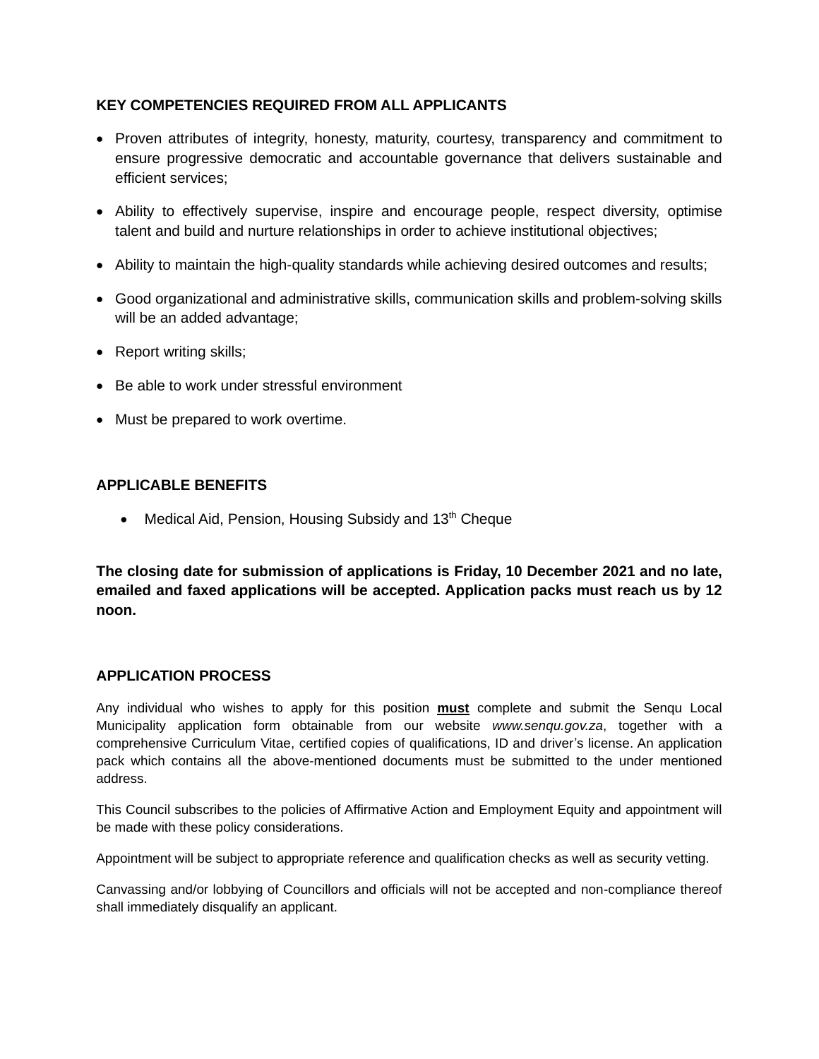**KEY COMPETENCIES REQUIRED FROM ALL APPLICANTS**

- Proven attributes of integrity, honesty, maturity, courtesy, transparency and commitment to ensure progressive democratic and accountable governance that delivers sustainable and efficient services;
- Ability to effectively supervise, inspire and encourage people, respect diversity, optimise talent and build and nurture relationships in order to achieve institutional objectives;
- Ability to maintain the high-quality standards while achieving desired outcomes and results;
- Good organizational and administrative skills, communication skills and problem-solving skills will be an added advantage;
- Report writing skills;
- Be able to work under stressful environment
- Must be prepared to work overtime.

**APPLICABLE BENEFITS**

- Medical Aid, Pension, Housing Subsidy and 13th Cheque

**The closing date for submission of applications is Friday, 10 December 2021 and no late, emailed and faxed applications will be accepted. Application packs must reach us by 12 noon.**

**APPLICATION PROCESS**

Any individual who wishes to apply for this position **must** complete and submit the Senqu Local Municipality application form obtainable from our website *www.senqu.gov.za*, together with a comprehensive Curriculum Vitae, certified copies of qualifications, ID and driver's license. An application pack which contains all the above-mentioned documents must be submitted to the under mentioned address.

This Council subscribes to the policies of Affirmative Action and Employment Equity and appointment will be made with these policy considerations.

Appointment will be subject to appropriate reference and qualification checks as well as security vetting.

Canvassing and/or lobbying of Councillors and officials will not be accepted and non-compliance thereof shall immediately disqualify an applicant.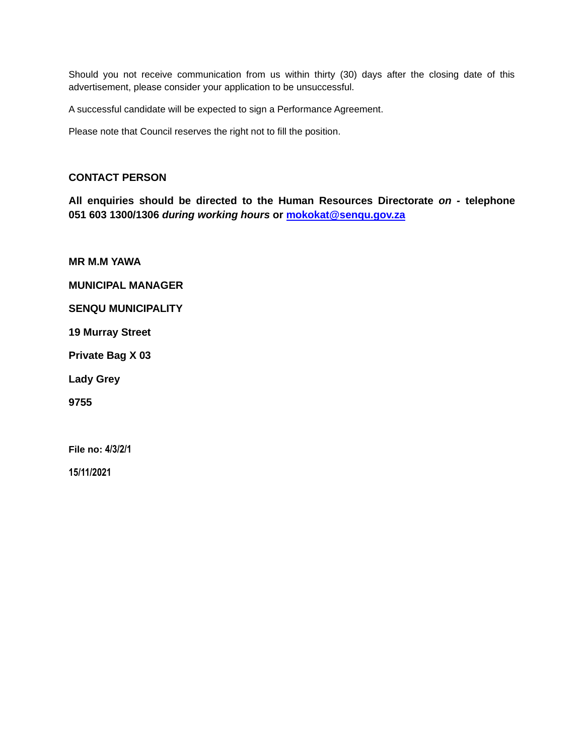Should you not receive communication from us within thirty (30) days after the closing date of this advertisement, please consider your application to be unsuccessful.

A successful candidate will be expected to sign a Performance Agreement.

Please note that Council reserves the right not to fill the position.

## CONTACT PERSON

**All enquiries should be directed to the Human Resources Directorate *on -* telephone 051 603 1300/1306 *during working hours* or [mokokat@senqu.gov.za](mailto:mokokat@senqu.gov.za)**

**MR M.M YAWA**

**MUNICIPAL MANAGER**

**SENQU MUNICIPALITY**

**19 Murray Street**

**Private Bag X 03**

**Lady Grey**

**9755**

**File no: 4/3/2/1**

**15/11/2021**